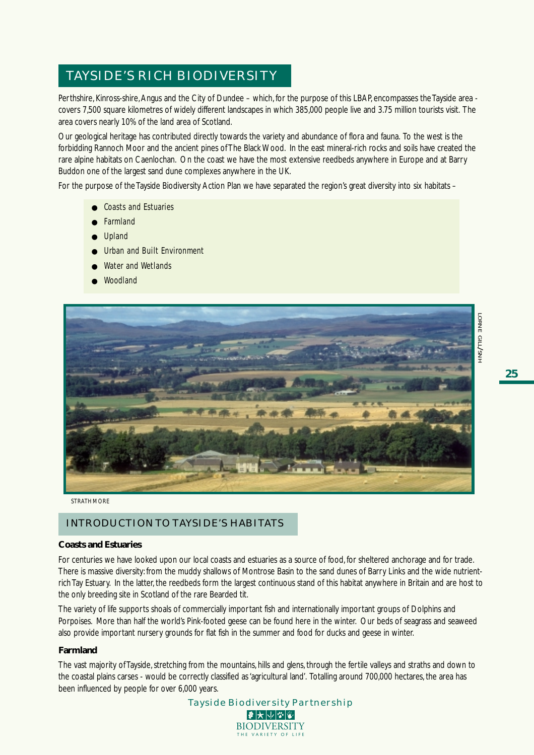## TAYSIDE'S RICH BIODIVERSITY

Perthshire, Kinross-shire, Angus and the City of Dundee – which, for the purpose of this LBAP, encompasses the Tayside area - covers 7,500 square kilometres of widely different landscapes in which 385,000 people live and 3.75 million tourists visit. The area covers nearly 10% of the land area of Scotland.

Our geological heritage has contributed directly towards the variety and abundance of flora and fauna. To the west is the forbidding Rannoch Moor and the ancient pines of The Black Wood. In the east mineral-rich rocks and soils have created the rare alpine habitats on Caenlochan. On the coast we have the most extensive reedbeds anywhere in Europe and at Barry Buddon one of the largest sand dune complexes anywhere in the UK.

For the purpose of the Tayside Biodiversity Action Plan we have separated the region's great diversity into six habitats –

- Coasts and Estuaries
- Farmland
- Upland
- Urban and Built Environment
- Water and Wetlands
- Woodland

LORNE GILL/SNH

STRATHMORE

## INTRODUCTION TO TAYSIDE'S HABITATS

**Coasts and Estuaries**

For centuries we have looked upon our local coasts and estuaries as a source of food, for sheltered anchorage and for trade. There is massive diversity: from the muddy shallows of Montrose Basin to the sand dunes of Barry Links and the wide nutrient-rich Tay Estuary. In the latter, the reedbeds form the largest continuous stand of this habitat anywhere in Britain and are host to the only breeding site in Scotland of the rare Bearded tit.

The variety of life supports shoals of commercially important fish and internationally important groups of Dolphins and Porpoises. More than half the world's Pink-footed geese can be found here in the winter. Our beds of seagrass and seaweed also provide important nursery grounds for flat fish in the summer and food for ducks and geese in winter.

**Farmland**

The vast majority of Tayside, stretching from the mountains, hills and glens, through the fertile valleys and straths and down to the coastal plains carses - would be correctly classified as 'agricultural land'. Totalling around 700,000 hectares, the area has been influenced by people for over 6,000 years.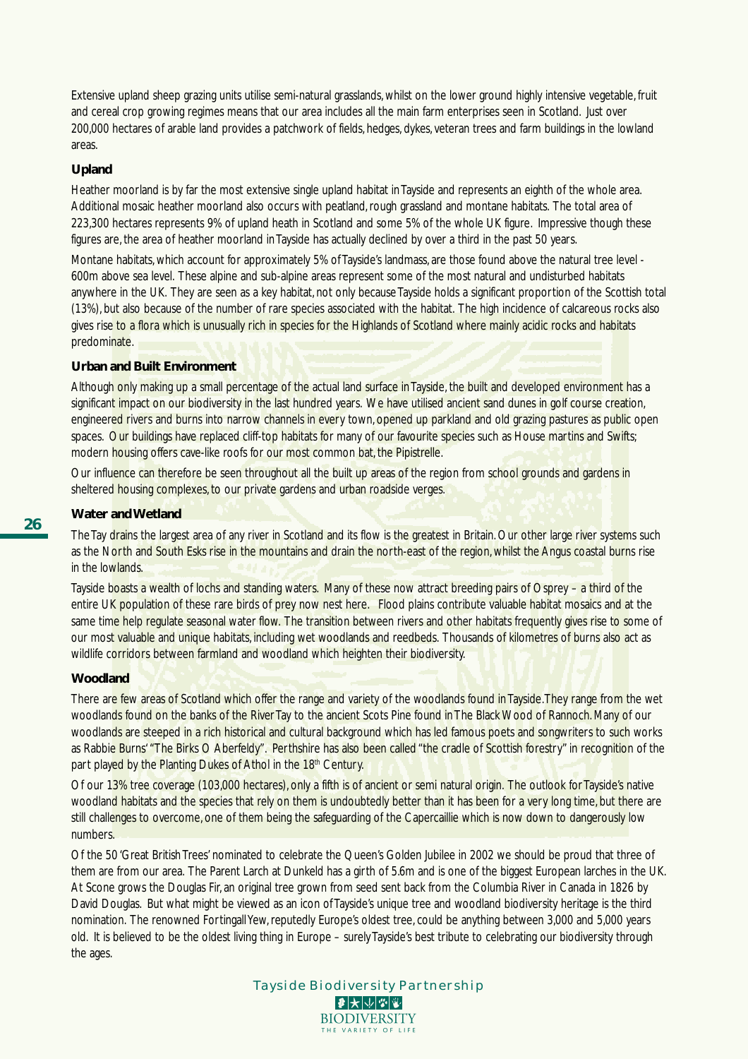Extensive upland sheep grazing units utilise semi-natural grasslands, whilst on the lower ground highly intensive vegetable, fruit and cereal crop growing regimes means that our area includes all the main farm enterprises seen in Scotland. Just over 200,000 hectares of arable land provides a patchwork of fields, hedges, dykes, veteran trees and farm buildings in the lowland areas.

**Upland**

Heather moorland is by far the most extensive single upland habitat in Tayside and represents an eighth of the whole area. Additional mosaic heather moorland also occurs with peatland, rough grassland and montane habitats. The total area of 223,300 hectares represents 9% of upland heath in Scotland and some 5% of the whole UK figure. Impressive though these figures are, the area of heather moorland in Tayside has actually declined by over a third in the past 50 years.

Montane habitats, which account for approximately 5% of Tayside's landmass, are those found above the natural tree level - 600m above sea level. These alpine and sub-alpine areas represent some of the most natural and undisturbed habitats anywhere in the UK. They are seen as a key habitat, not only because Tayside holds a significant proportion of the Scottish total (13%), but also because of the number of rare species associated with the habitat. The high incidence of calcareous rocks also gives rise to a flora which is unusually rich in species for the Highlands of Scotland where mainly acidic rocks and habitats predominate.

**Urban and Built Environment**

Although only making up a small percentage of the actual land surface in Tayside, the built and developed environment has a significant impact on our biodiversity in the last hundred years. We have utilised ancient sand dunes in golf course creation, engineered rivers and burns into narrow channels in every town, opened up parkland and old grazing pastures as public open spaces. Our buildings have replaced cliff-top habitats for many of our favourite species such as House martins and Swifts; modern housing offers cave-like roofs for our most common bat, the Pipistrelle.

Our influence can therefore be seen throughout all the built up areas of the region from school grounds and gardens in sheltered housing complexes, to our private gardens and urban roadside verges.

**Water and Wetland**

The Tay drains the largest area of any river in Scotland and its flow is the greatest in Britain. Our other large river systems such as the North and South Esks rise in the mountains and drain the north-east of the region, whilst the Angus coastal burns rise in the lowlands.

Tayside boasts a wealth of lochs and standing waters. Many of these now attract breeding pairs of Osprey – a third of the entire UK population of these rare birds of prey now nest here. Flood plains contribute valuable habitat mosaics and at the same time help regulate seasonal water flow. The transition between rivers and other habitats frequently gives rise to some of our most valuable and unique habitats, including wet woodlands and reedbeds. Thousands of kilometres of burns also act as wildlife corridors between farmland and woodland which heighten their biodiversity.

**Woodland**

There are few areas of Scotland which offer the range and variety of the woodlands found in Tayside. They range from the wet woodlands found on the banks of the River Tay to the ancient Scots Pine found in The Black Wood of Rannoch. Many of our woodlands are steeped in a rich historical and cultural background which has led famous poets and songwriters to such works as Rabbie Burns' "The Birks O Aberfeldy". Perthshire has also been called "the cradle of Scottish forestry" in recognition of the part played by the Planting Dukes of Athol in the 18th Century.

Of our 13% tree coverage (103,000 hectares), only a fifth is of ancient or semi natural origin. The outlook for Tayside's native woodland habitats and the species that rely on them is undoubtedly better than it has been for a very long time, but there are still challenges to overcome, one of them being the safeguarding of the Capercaillie which is now down to dangerously low numbers.

Of the 50 'Great British Trees' nominated to celebrate the Queen's Golden Jubilee in 2002 we should be proud that three of them are from our area. The Parent Larch at Dunkeld has a girth of 5.6m and is one of the biggest European larches in the UK. At Scone grows the Douglas Fir, an original tree grown from seed sent back from the Columbia River in Canada in 1826 by David Douglas. But what might be viewed as an icon of Tayside's unique tree and woodland biodiversity heritage is the third nomination. The renowned Fortingall Yew, reputedly Europe's oldest tree, could be anything between 3,000 and 5,000 years old. It is believed to be the oldest living thing in Europe – surely Tayside's best tribute to celebrating our biodiversity through the ages.